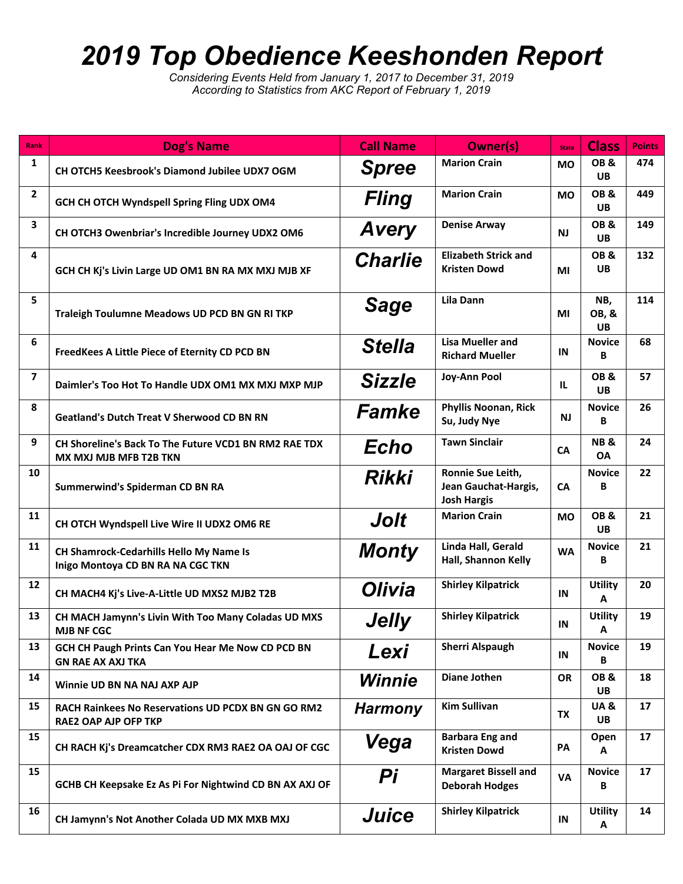# 2019 Top Obedience Keeshonden Report

*Considering Events Held from January 1, 2017 to December 31, 2019*
*According to Statistics from AKC Report of February 1, 2019*

| Rank | Dog's Name | Call Name | Owner(s) | State | Class | Points |
|---|---|---|---|---|---|---|
| 1 | CH OTCH5 Keesbrook's Diamond Jubilee UDX7 OGM | Spree | Marion Crain | MO | OB & UB | 474 |
| 2 | GCH CH OTCH Wyndspell Spring Fling UDX OM4 | Fling | Marion Crain | MO | OB & UB | 449 |
| 3 | CH OTCH3 Owenbriar's Incredible Journey UDX2 OM6 | Avery | Denise Arway | NJ | OB & UB | 149 |
| 4 | GCH CH Kj's Livin Large UD OM1 BN RA MX MXJ MJB XF | Charlie | Elizabeth Strick and Kristen Dowd | MI | OB & UB | 132 |
| 5 | Traleigh Toulumne Meadows UD PCD BN GN RI TKP | Sage | Lila Dann | MI | NB, OB, & UB | 114 |
| 6 | FreedKees A Little Piece of Eternity CD PCD BN | Stella | Lisa Mueller and Richard Mueller | IN | Novice B | 68 |
| 7 | Daimler's Too Hot To Handle UDX OM1 MX MXJ MXP MJP | Sizzle | Joy-Ann Pool | IL | OB & UB | 57 |
| 8 | Geatland's Dutch Treat V Sherwood CD BN RN | Famke | Phyllis Noonan, Rick Su, Judy Nye | NJ | Novice B | 26 |
| 9 | CH Shoreline's Back To The Future VCD1 BN RM2 RAE TDX MX MXJ MJB MFB T2B TKN | Echo | Tawn Sinclair | CA | NB & OA | 24 |
| 10 | Summerwind's Spiderman CD BN RA | Rikki | Ronnie Sue Leith, Jean Gauchat-Hargis, Josh Hargis | CA | Novice B | 22 |
| 11 | CH OTCH Wyndspell Live Wire II UDX2 OM6 RE | Jolt | Marion Crain | MO | OB & UB | 21 |
| 11 | CH Shamrock-Cedarhills Hello My Name Is Inigo Montoya CD BN RA NA CGC TKN | Monty | Linda Hall, Gerald Hall, Shannon Kelly | WA | Novice B | 21 |
| 12 | CH MACH4 Kj's Live-A-Little UD MXS2 MJB2 T2B | Olivia | Shirley Kilpatrick | IN | Utility A | 20 |
| 13 | CH MACH Jamynn's Livin With Too Many Coladas UD MXS MJB NF CGC | Jelly | Shirley Kilpatrick | IN | Utility A | 19 |
| 13 | GCH CH Paugh Prints Can You Hear Me Now CD PCD BN GN RAE AX AXJ TKA | Lexi | Sherri Alspaugh | IN | Novice B | 19 |
| 14 | Winnie UD BN NA NAJ AXP AJP | Winnie | Diane Jothen | OR | OB & UB | 18 |
| 15 | RACH Rainkees No Reservations UD PCDX BN GN GO RM2 RAE2 OAP AJP OFP TKP | Harmony | Kim Sullivan | TX | UA & UB | 17 |
| 15 | CH RACH Kj's Dreamcatcher CDX RM3 RAE2 OA OAJ OF CGC | Vega | Barbara Eng and Kristen Dowd | PA | Open A | 17 |
| 15 | GCHB CH Keepsake Ez As Pi For Nightwind CD BN AX AXJ OF | Pi | Margaret Bissell and Deborah Hodges | VA | Novice B | 17 |
| 16 | CH Jamynn's Not Another Colada UD MX MXB MXJ | Juice | Shirley Kilpatrick | IN | Utility A | 14 |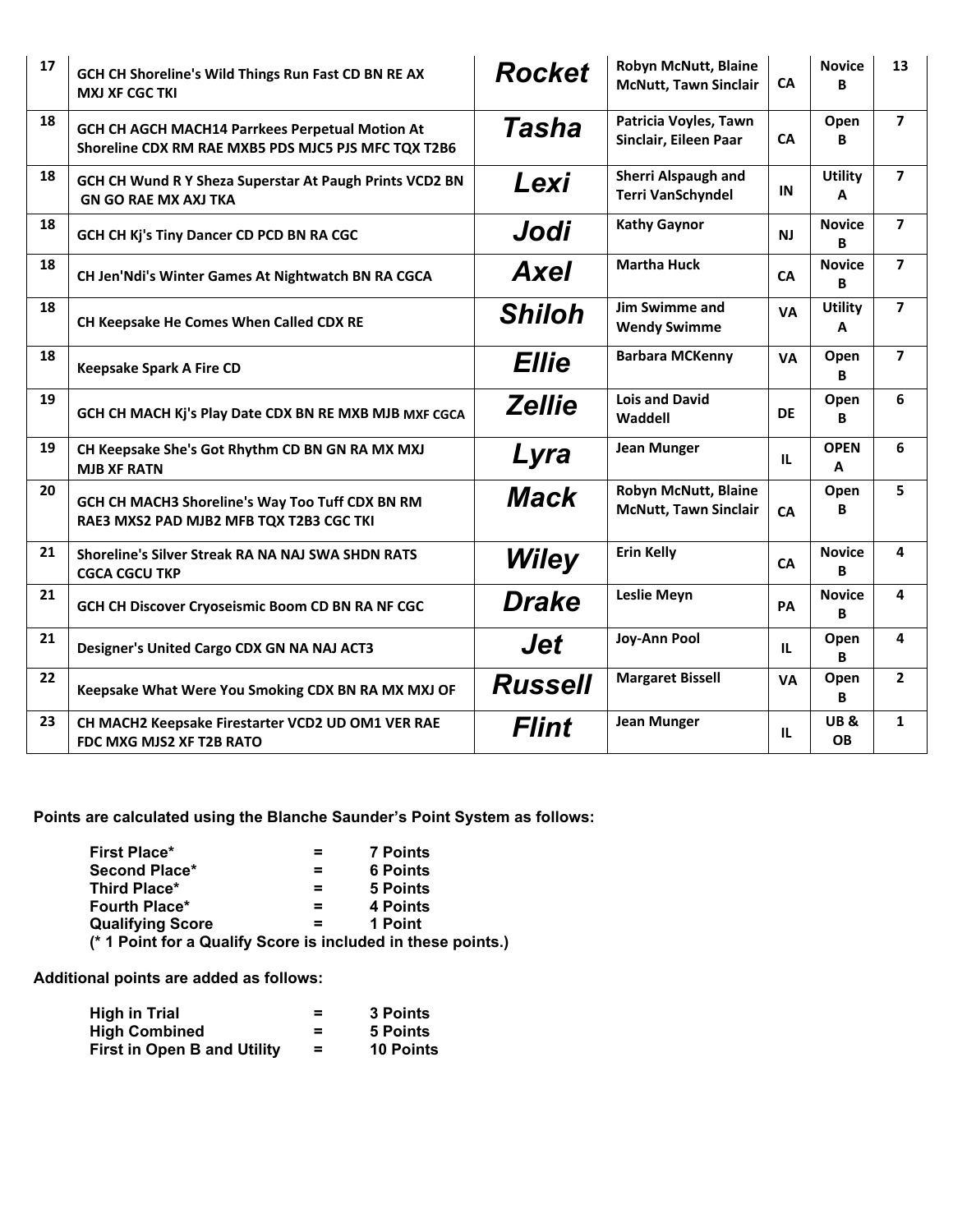| | | | | | | |
|---|---|---|---|---|---|---|
| 17 | GCH CH Shoreline's Wild Things Run Fast CD BN RE AX MXJ XF CGC TKI | *Rocket* | Robyn McNutt, Blaine McNutt, Tawn Sinclair | CA | Novice B | 13 |
| 18 | GCH CH AGCH MACH14 Parrkees Perpetual Motion At Shoreline CDX RM RAE MXB5 PDS MJC5 PJS MFC TQX T2B6 | *Tasha* | Patricia Voyles, Tawn Sinclair, Eileen Paar | CA | Open B | 7 |
| 18 | GCH CH Wund R Y Sheza Superstar At Paugh Prints VCD2 BN GN GO RAE MX AXJ TKA | *Lexi* | Sherri Alspaugh and Terri VanSchyndel | IN | Utility A | 7 |
| 18 | GCH CH Kj's Tiny Dancer CD PCD BN RA CGC | *Jodi* | Kathy Gaynor | NJ | Novice B | 7 |
| 18 | CH Jen'Ndi's Winter Games At Nightwatch BN RA CGCA | *Axel* | Martha Huck | CA | Novice B | 7 |
| 18 | CH Keepsake He Comes When Called CDX RE | *Shiloh* | Jim Swimme and Wendy Swimme | VA | Utility A | 7 |
| 18 | Keepsake Spark A Fire CD | *Ellie* | Barbara MCKenny | VA | Open B | 7 |
| 19 | GCH CH MACH Kj's Play Date CDX BN RE MXB MJB MXF CGCA | *Zellie* | Lois and David Waddell | DE | Open B | 6 |
| 19 | CH Keepsake She's Got Rhythm CD BN GN RA MX MXJ MJB XF RATN | *Lyra* | Jean Munger | IL | OPEN A | 6 |
| 20 | GCH CH MACH3 Shoreline's Way Too Tuff CDX BN RM RAE3 MXS2 PAD MJB2 MFB TQX T2B3 CGC TKI | *Mack* | Robyn McNutt, Blaine McNutt, Tawn Sinclair | CA | Open B | 5 |
| 21 | Shoreline's Silver Streak RA NA NAJ SWA SHDN RATS CGCA CGCU TKP | *Wiley* | Erin Kelly | CA | Novice B | 4 |
| 21 | GCH CH Discover Cryoseismic Boom CD BN RA NF CGC | *Drake* | Leslie Meyn | PA | Novice B | 4 |
| 21 | Designer's United Cargo CDX GN NA NAJ ACT3 | *Jet* | Joy-Ann Pool | IL | Open B | 4 |
| 22 | Keepsake What Were You Smoking CDX BN RA MX MXJ OF | *Russell* | Margaret Bissell | VA | Open B | 2 |
| 23 | CH MACH2 Keepsake Firestarter VCD2 UD OM1 VER RAE FDC MXG MJS2 XF T2B RATO | *Flint* | Jean Munger | IL | UB & OB | 1 |

**Points are calculated using the Blanche Saunder's Point System as follows:**

**First Place* = 7 Points**
**Second Place* = 6 Points**
**Third Place* = 5 Points**
**Fourth Place* = 4 Points**
**Qualifying Score = 1 Point**
**(* 1 Point for a Qualify Score is included in these points.)**

**Additional points are added as follows:**

**High in Trial = 3 Points**
**High Combined = 5 Points**
**First in Open B and Utility = 10 Points**